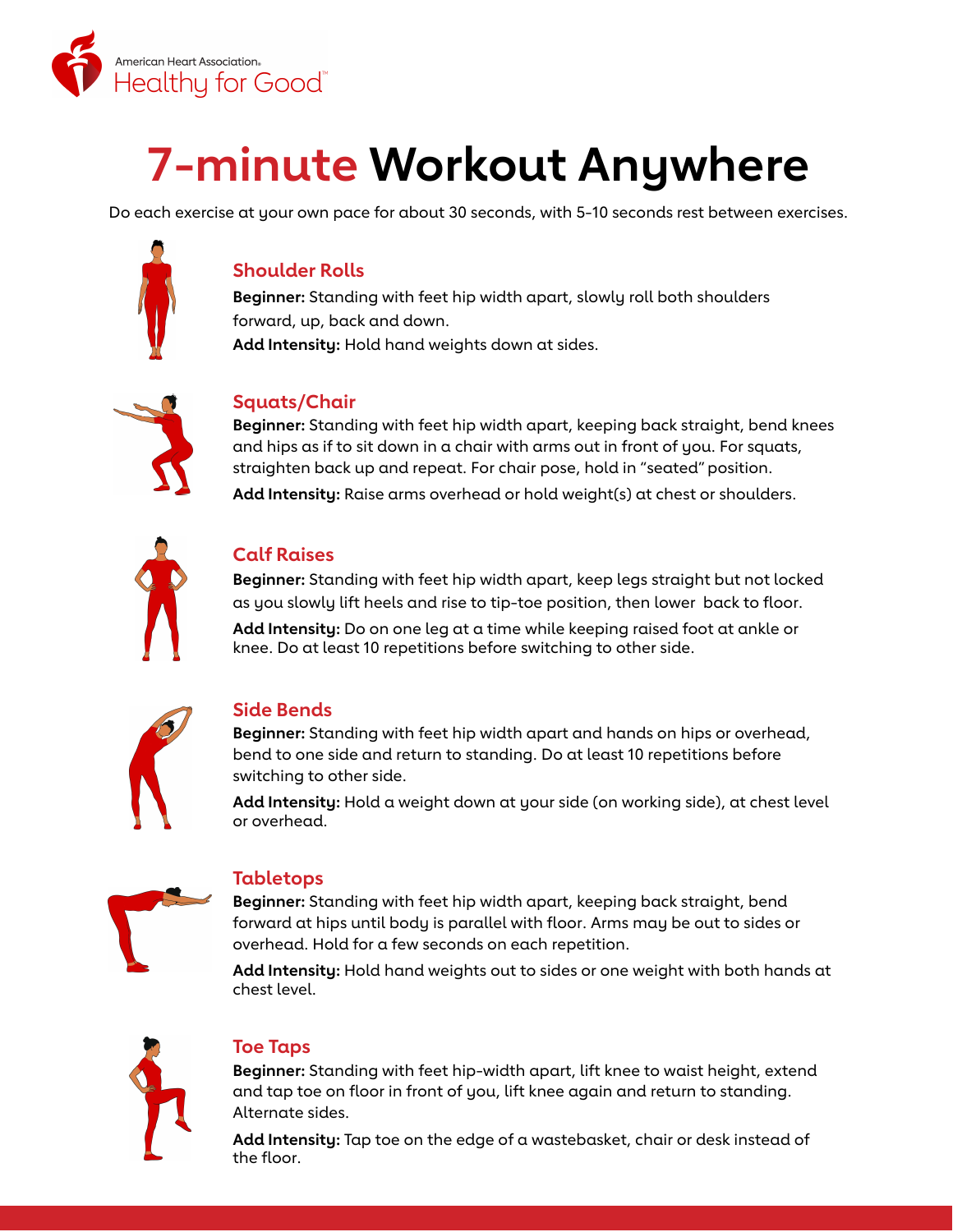American Heart Association. Healthy for Good™

# 7-minute Workout Anywhere

Do each exercise at your own pace for about 30 seconds, with 5-10 seconds rest between exercises.

## Shoulder Rolls

**Beginner:** Standing with feet hip width apart, slowly roll both shoulders forward, up, back and down.

**Add Intensity:** Hold hand weights down at sides.

## Squats/Chair

**Beginner:** Standing with feet hip width apart, keeping back straight, bend knees and hips as if to sit down in a chair with arms out in front of you. For squats, straighten back up and repeat. For chair pose, hold in "seated" position.

**Add Intensity:** Raise arms overhead or hold weight(s) at chest or shoulders.

## Calf Raises

**Beginner:** Standing with feet hip width apart, keep legs straight but not locked as you slowly lift heels and rise to tip-toe position, then lower back to floor.

**Add Intensity:** Do on one leg at a time while keeping raised foot at ankle or knee. Do at least 10 repetitions before switching to other side.

## Side Bends

**Beginner:** Standing with feet hip width apart and hands on hips or overhead, bend to one side and return to standing. Do at least 10 repetitions before switching to other side.

**Add Intensity:** Hold a weight down at your side (on working side), at chest level or overhead.

## Tabletops

**Beginner:** Standing with feet hip width apart, keeping back straight, bend forward at hips until body is parallel with floor. Arms may be out to sides or overhead. Hold for a few seconds on each repetition.

**Add Intensity:** Hold hand weights out to sides or one weight with both hands at chest level.

## Toe Taps

**Beginner:** Standing with feet hip-width apart, lift knee to waist height, extend and tap toe on floor in front of you, lift knee again and return to standing. Alternate sides.

**Add Intensity:** Tap toe on the edge of a wastebasket, chair or desk instead of the floor.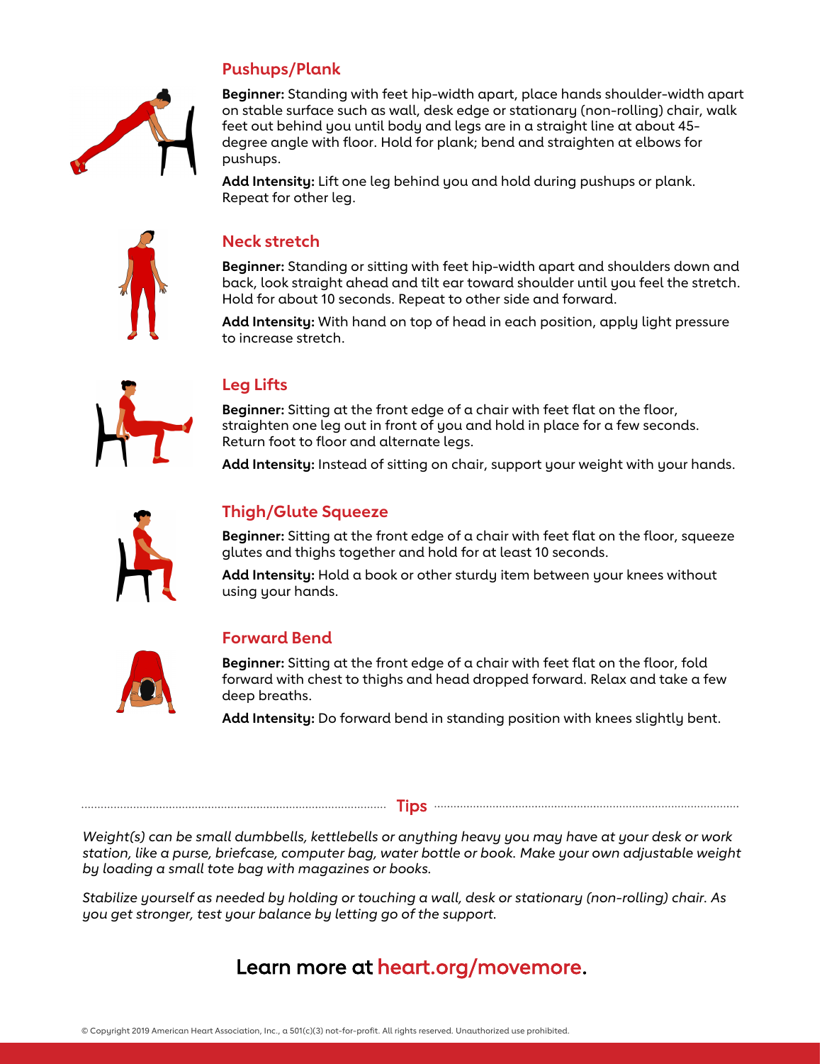## Pushups/Plank

**Beginner:** Standing with feet hip-width apart, place hands shoulder-width apart on stable surface such as wall, desk edge or stationary (non-rolling) chair, walk feet out behind you until body and legs are in a straight line at about 45-degree angle with floor. Hold for plank; bend and straighten at elbows for pushups.

**Add Intensity:** Lift one leg behind you and hold during pushups or plank. Repeat for other leg.

## Neck stretch

**Beginner:** Standing or sitting with feet hip-width apart and shoulders down and back, look straight ahead and tilt ear toward shoulder until you feel the stretch. Hold for about 10 seconds. Repeat to other side and forward.

**Add Intensity:** With hand on top of head in each position, apply light pressure to increase stretch.

## Leg Lifts

**Beginner:** Sitting at the front edge of a chair with feet flat on the floor, straighten one leg out in front of you and hold in place for a few seconds. Return foot to floor and alternate legs.

**Add Intensity:** Instead of sitting on chair, support your weight with your hands.

## Thigh/Glute Squeeze

**Beginner:** Sitting at the front edge of a chair with feet flat on the floor, squeeze glutes and thighs together and hold for at least 10 seconds.

**Add Intensity:** Hold a book or other sturdy item between your knees without using your hands.

## Forward Bend

**Beginner:** Sitting at the front edge of a chair with feet flat on the floor, fold forward with chest to thighs and head dropped forward. Relax and take a few deep breaths.

**Add Intensity:** Do forward bend in standing position with knees slightly bent.

## Tips

*Weight(s) can be small dumbbells, kettlebells or anything heavy you may have at your desk or work station, like a purse, briefcase, computer bag, water bottle or book. Make your own adjustable weight by loading a small tote bag with magazines or books.*

*Stabilize yourself as needed by holding or touching a wall, desk or stationary (non-rolling) chair. As you get stronger, test your balance by letting go of the support.*

**Learn more at heart.org/movemore.**

© Copyright 2019 American Heart Association, Inc., a 501(c)(3) not-for-profit. All rights reserved. Unauthorized use prohibited.